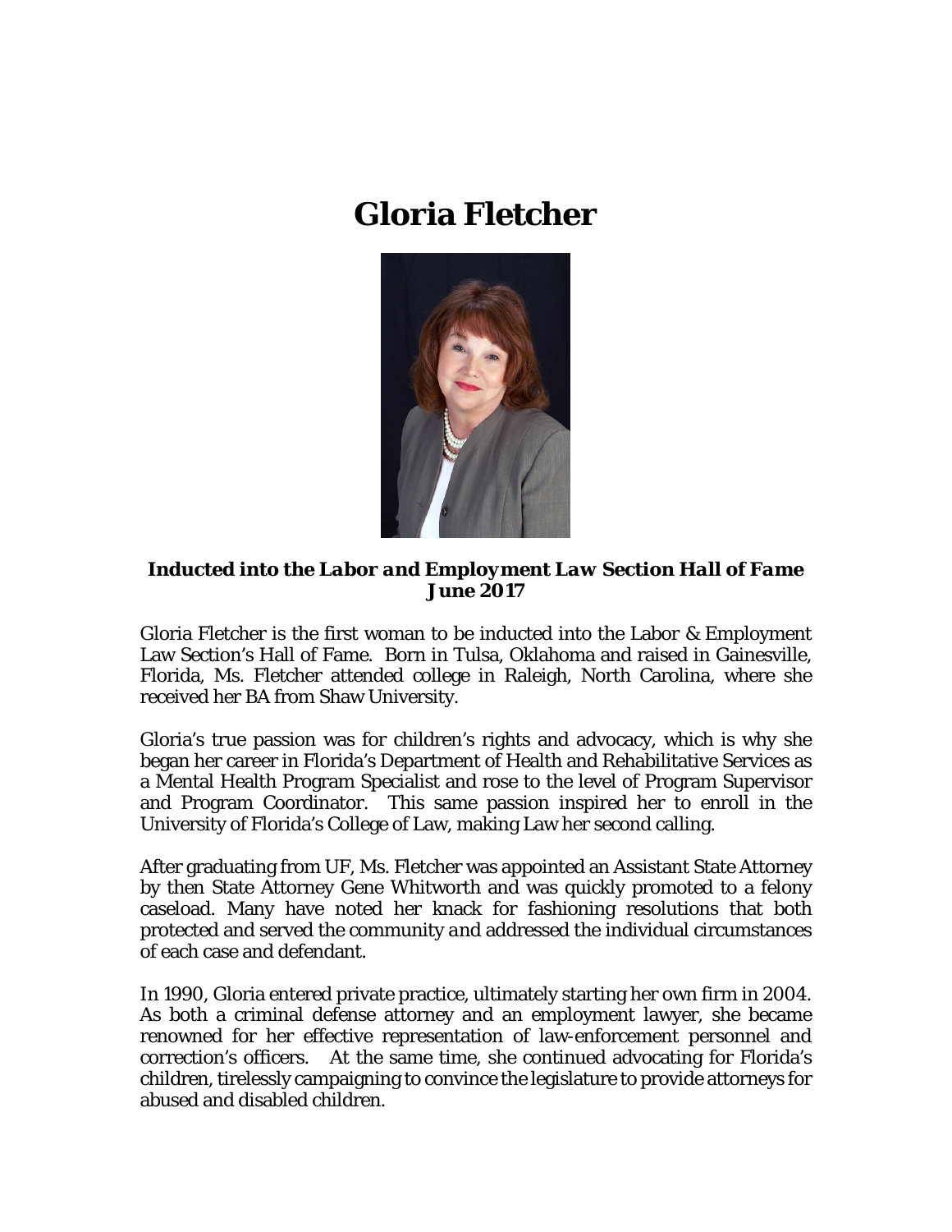# Gloria Fletcher

***Inducted into the Labor and Employment Law Section Hall of Fame June 2017***

Gloria Fletcher is the first woman to be inducted into the Labor & Employment Law Section's Hall of Fame. Born in Tulsa, Oklahoma and raised in Gainesville, Florida, Ms. Fletcher attended college in Raleigh, North Carolina, where she received her BA from Shaw University.

Gloria's true passion was for children's rights and advocacy, which is why she began her career in Florida's Department of Health and Rehabilitative Services as a Mental Health Program Specialist and rose to the level of Program Supervisor and Program Coordinator. This same passion inspired her to enroll in the University of Florida's College of Law, making Law her second calling.

After graduating from UF, Ms. Fletcher was appointed an Assistant State Attorney by then State Attorney Gene Whitworth and was quickly promoted to a felony caseload. Many have noted her knack for fashioning resolutions that both protected and served the community *and* addressed the individual circumstances of each case and defendant.

In 1990, Gloria entered private practice, ultimately starting her own firm in 2004. As both a criminal defense attorney and an employment lawyer, she became renowned for her effective representation of law-enforcement personnel and correction's officers. At the same time, she continued advocating for Florida's children, tirelessly campaigning to convince the legislature to provide attorneys for abused and disabled children.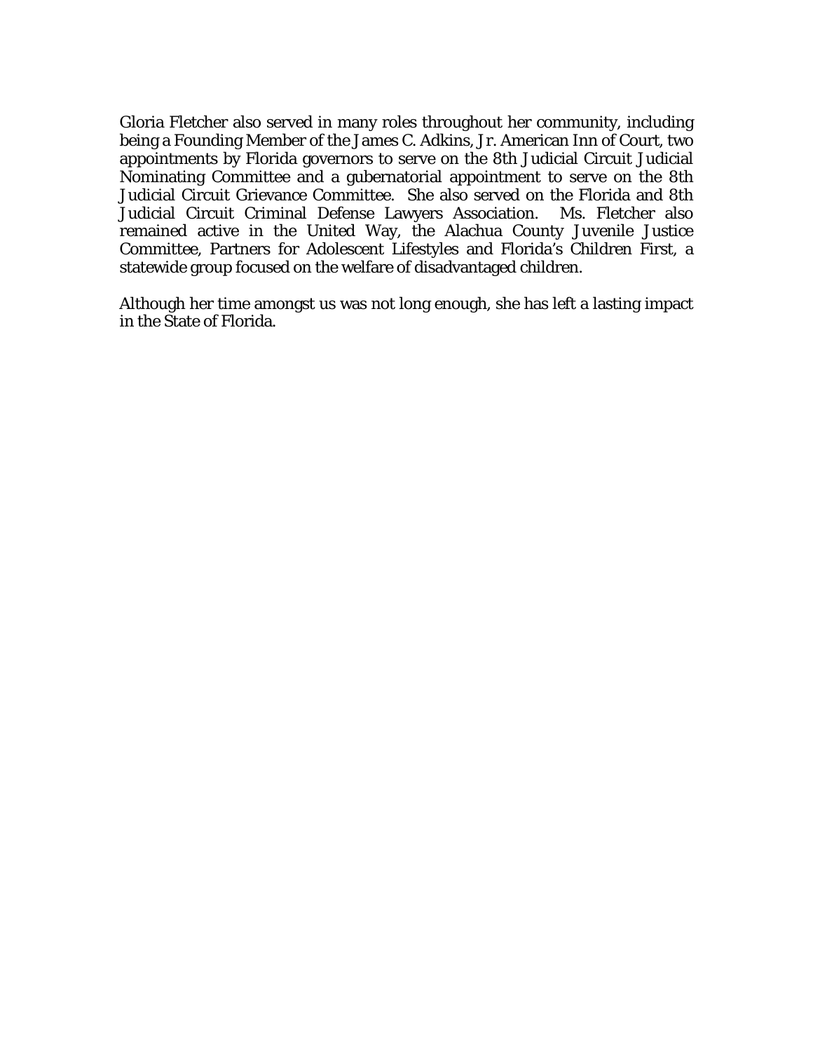Gloria Fletcher also served in many roles throughout her community, including being a Founding Member of the James C. Adkins, Jr. American Inn of Court, two appointments by Florida governors to serve on the 8th Judicial Circuit Judicial Nominating Committee and a gubernatorial appointment to serve on the 8th Judicial Circuit Grievance Committee. She also served on the Florida and 8th Judicial Circuit Criminal Defense Lawyers Association. Ms. Fletcher also remained active in the United Way, the Alachua County Juvenile Justice Committee, Partners for Adolescent Lifestyles and Florida's Children First, a statewide group focused on the welfare of disadvantaged children.

Although her time amongst us was not long enough, she has left a lasting impact in the State of Florida.